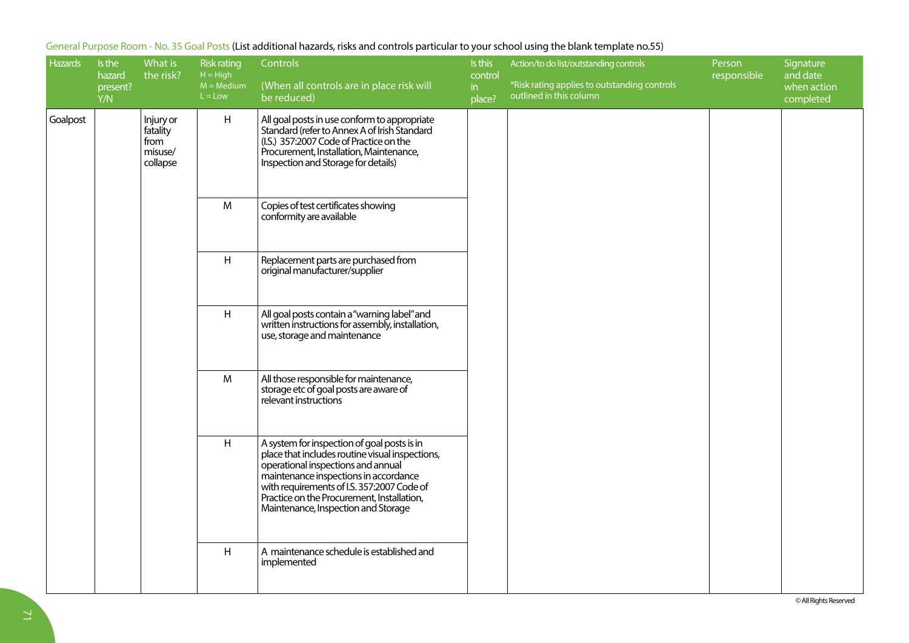General Purpose Room - No. 35 Goal Posts (List additional hazards, risks and controls particular to your school using the blank template no.55)

| Hazards | Is the hazard present? Y/N | What is the risk? | Risk rating H = High M = Medium L = Low | Controls (When all controls are in place risk will be reduced) | Is this control in place? | Action/to do list/outstanding controls *Risk rating applies to outstanding controls outlined in this column | Person responsible | Signature and date when action completed |
|---|---|---|---|---|---|---|---|---|
| Goalpost | | Injury or fatality from misuse/ collapse | H | All goal posts in use conform to appropriate Standard (refer to Annex A of Irish Standard (I.S.) 357:2007 Code of Practice on the Procurement, Installation, Maintenance, Inspection and Storage for details) | | | | |
| | | | M | Copies of test certificates showing conformity are available | | | | |
| | | | H | Replacement parts are purchased from original manufacturer/supplier | | | | |
| | | | H | All goal posts contain a "warning label" and written instructions for assembly, installation, use, storage and maintenance | | | | |
| | | | M | All those responsible for maintenance, storage etc of goal posts are aware of relevant instructions | | | | |
| | | | H | A system for inspection of goal posts is in place that includes routine visual inspections, operational inspections and annual maintenance inspections in accordance with requirements of I.S. 357:2007 Code of Practice on the Procurement, Installation, Maintenance, Inspection and Storage | | | | |
| | | | H | A maintenance schedule is established and implemented | | | | |

© All Rights Reserved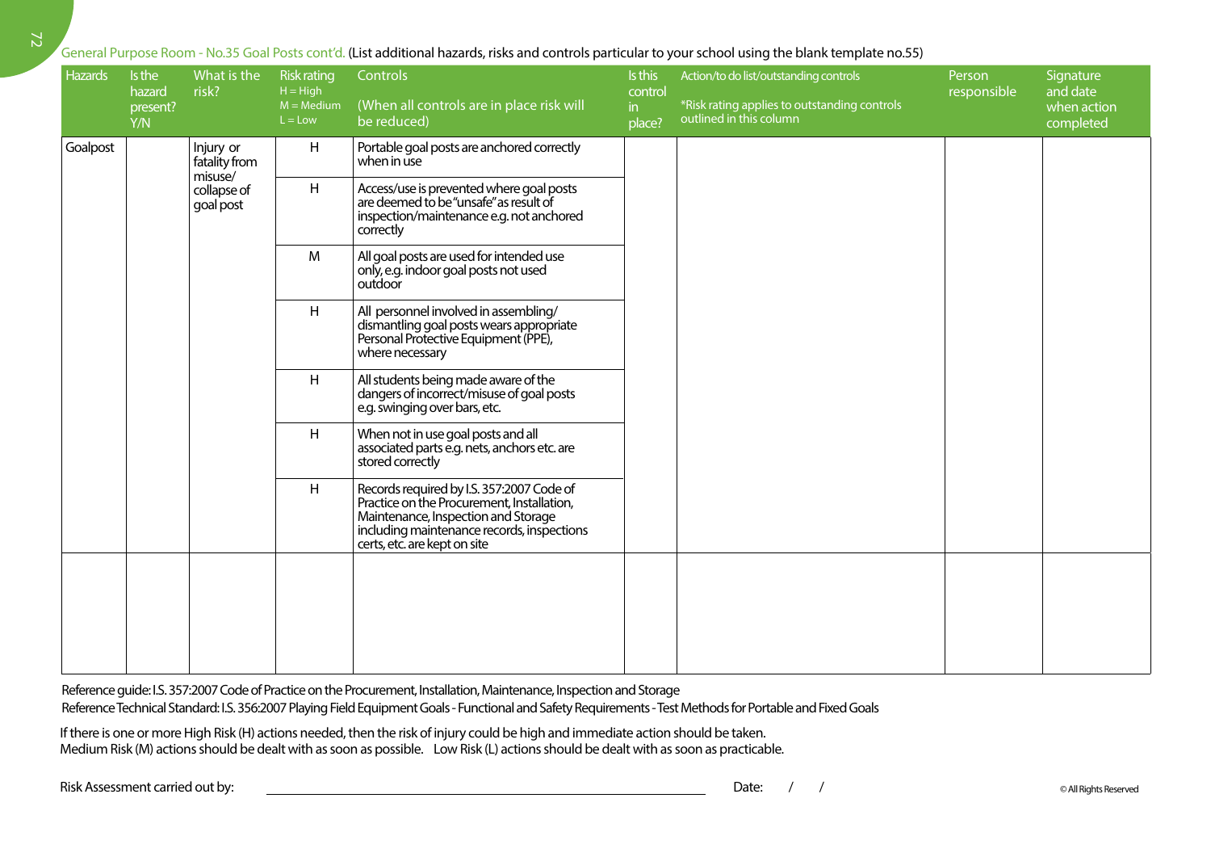General Purpose Room - No.35 Goal Posts cont'd. (List additional hazards, risks and controls particular to your school using the blank template no.55)

| Hazards | Is the hazard present? Y/N | What is the risk? | Risk rating H = High M = Medium L = Low | Controls (When all controls are in place risk will be reduced) | Is this control in place? | Action/to do list/outstanding controls *Risk rating applies to outstanding controls outlined in this column | Person responsible | Signature and date when action completed |
|---|---|---|---|---|---|---|---|---|
| Goalpost | | Injury or fatality from misuse/ collapse of goal post | H | Portable goal posts are anchored correctly when in use | | | | |
| | | | H | Access/use is prevented where goal posts are deemed to be "unsafe" as result of inspection/maintenance e.g. not anchored correctly | | | | |
| | | | M | All goal posts are used for intended use only, e.g. indoor goal posts not used outdoor | | | | |
| | | | H | All personnel involved in assembling/ dismantling goal posts wears appropriate Personal Protective Equipment (PPE), where necessary | | | | |
| | | | H | All students being made aware of the dangers of incorrect/misuse of goal posts e.g. swinging over bars, etc. | | | | |
| | | | H | When not in use goal posts and all associated parts e.g. nets, anchors etc. are stored correctly | | | | |
| | | | H | Records required by I.S. 357:2007 Code of Practice on the Procurement, Installation, Maintenance, Inspection and Storage including maintenance records, inspections certs, etc. are kept on site | | | | |
| | | | | | | | | |

Reference guide: I.S. 357:2007 Code of Practice on the Procurement, Installation, Maintenance, Inspection and Storage

Reference Technical Standard: I.S. 356:2007 Playing Field Equipment Goals - Functional and Safety Requirements - Test Methods for Portable and Fixed Goals

If there is one or more High Risk (H) actions needed, then the risk of injury could be high and immediate action should be taken.
Medium Risk (M) actions should be dealt with as soon as possible. Low Risk (L) actions should be dealt with as soon as practicable.

Risk Assessment carried out by: ______________________ Date: / /

© All Rights Reserved